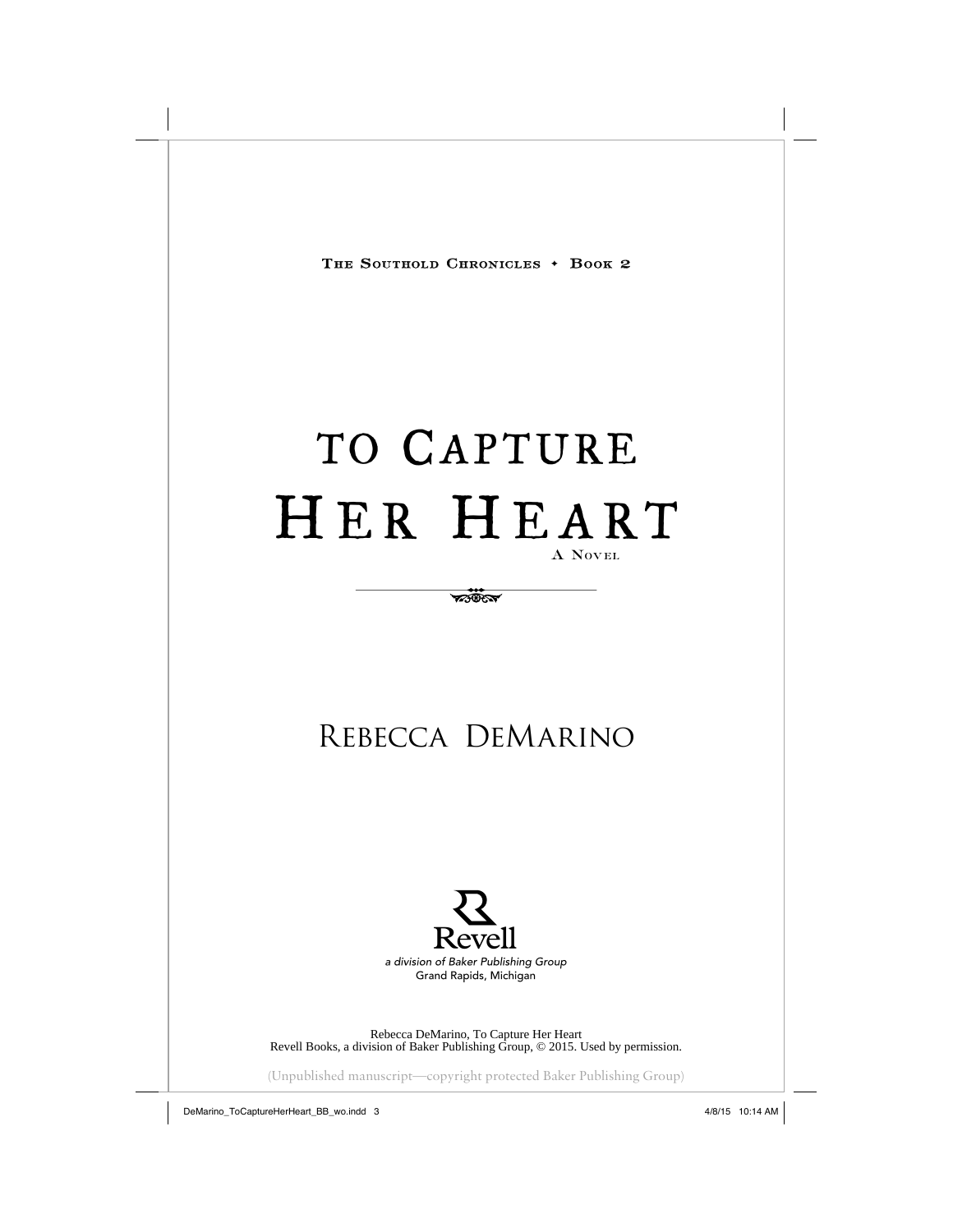The Southold Chronicles ✦ Book 2

# To Capture Her Heart

A Novel

# Rebecca DeMarino

Revell

*a division of Baker Publishing Group*

Grand Rapids, Michigan

Rebecca DeMarino, To Capture Her Heart
Revell Books, a division of Baker Publishing Group, © 2015. Used by permission.

(Unpublished manuscript—copyright protected Baker Publishing Group)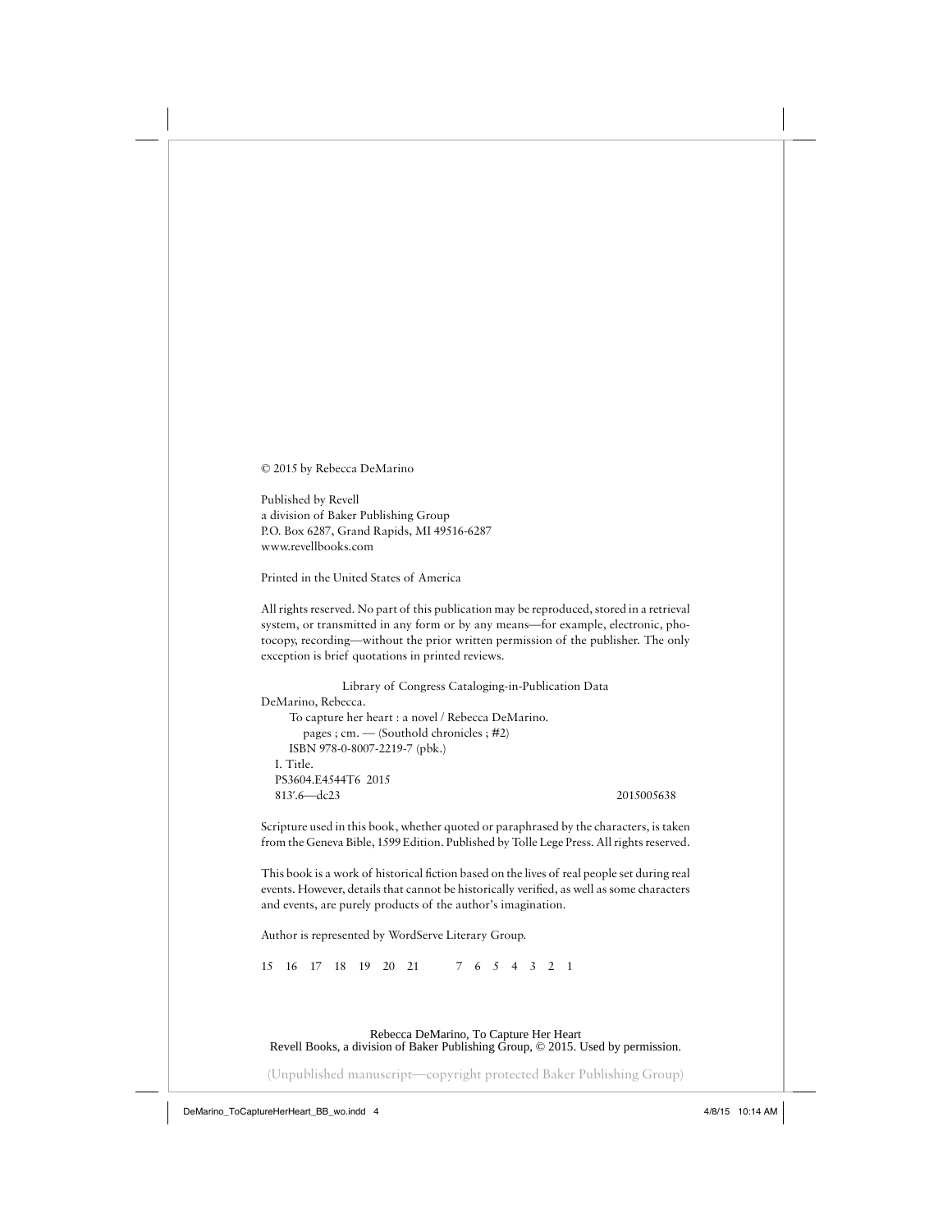© 2015 by Rebecca DeMarino

Published by Revell
a division of Baker Publishing Group
P.O. Box 6287, Grand Rapids, MI 49516-6287
www.revellbooks.com

Printed in the United States of America

All rights reserved. No part of this publication may be reproduced, stored in a retrieval system, or transmitted in any form or by any means—for example, electronic, photocopy, recording—without the prior written permission of the publisher. The only exception is brief quotations in printed reviews.

Library of Congress Cataloging-in-Publication Data

DeMarino, Rebecca.
To capture her heart : a novel / Rebecca DeMarino.
pages ; cm. — (Southold chronicles ; #2)
ISBN 978-0-8007-2219-7 (pbk.)
I. Title.
PS3604.E4544T6 2015
813′.6—dc23 2015005638

Scripture used in this book, whether quoted or paraphrased by the characters, is taken from the Geneva Bible, 1599 Edition. Published by Tolle Lege Press. All rights reserved.

This book is a work of historical fiction based on the lives of real people set during real events. However, details that cannot be historically verified, as well as some characters and events, are purely products of the author's imagination.

Author is represented by WordServe Literary Group.

15 16 17 18 19 20 21 7 6 5 4 3 2 1

Rebecca DeMarino, To Capture Her Heart
Revell Books, a division of Baker Publishing Group, © 2015. Used by permission.

(Unpublished manuscript—copyright protected Baker Publishing Group)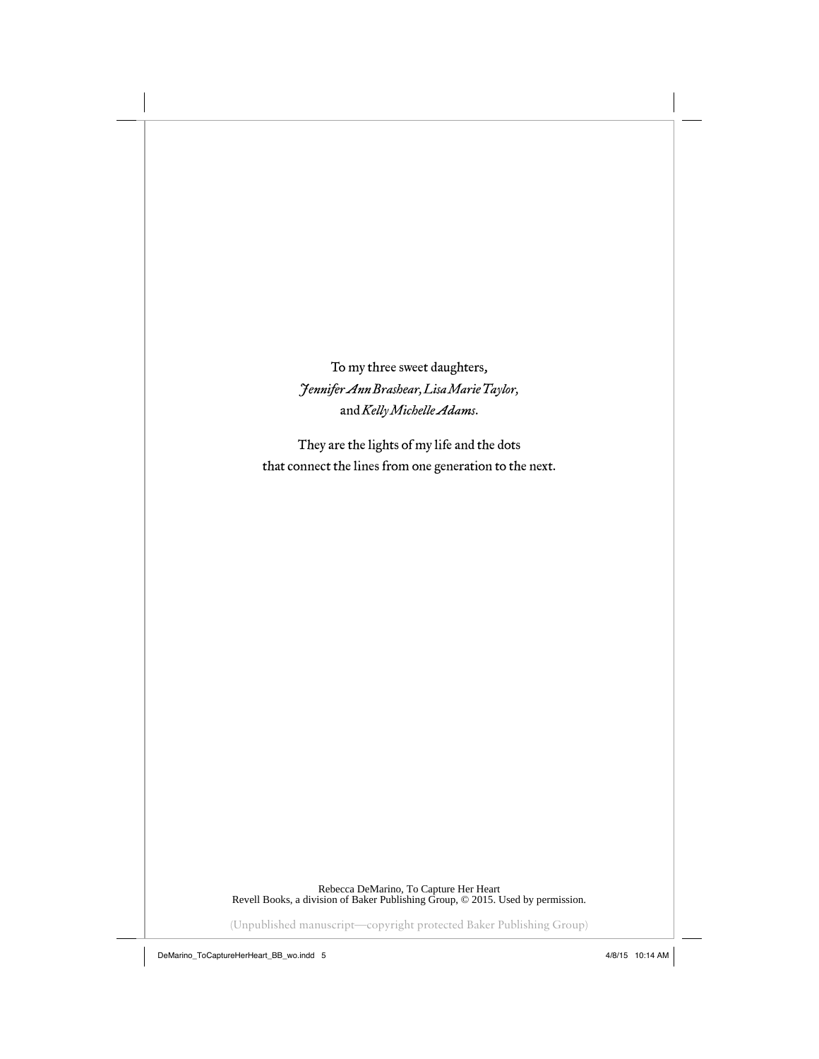To my three sweet daughters,
*Jennifer Ann Brashear, Lisa Marie Taylor,*
and *Kelly Michelle Adams*.

They are the lights of my life and the dots
that connect the lines from one generation to the next.

Rebecca DeMarino, To Capture Her Heart
Revell Books, a division of Baker Publishing Group, © 2015. Used by permission.

(Unpublished manuscript—copyright protected Baker Publishing Group)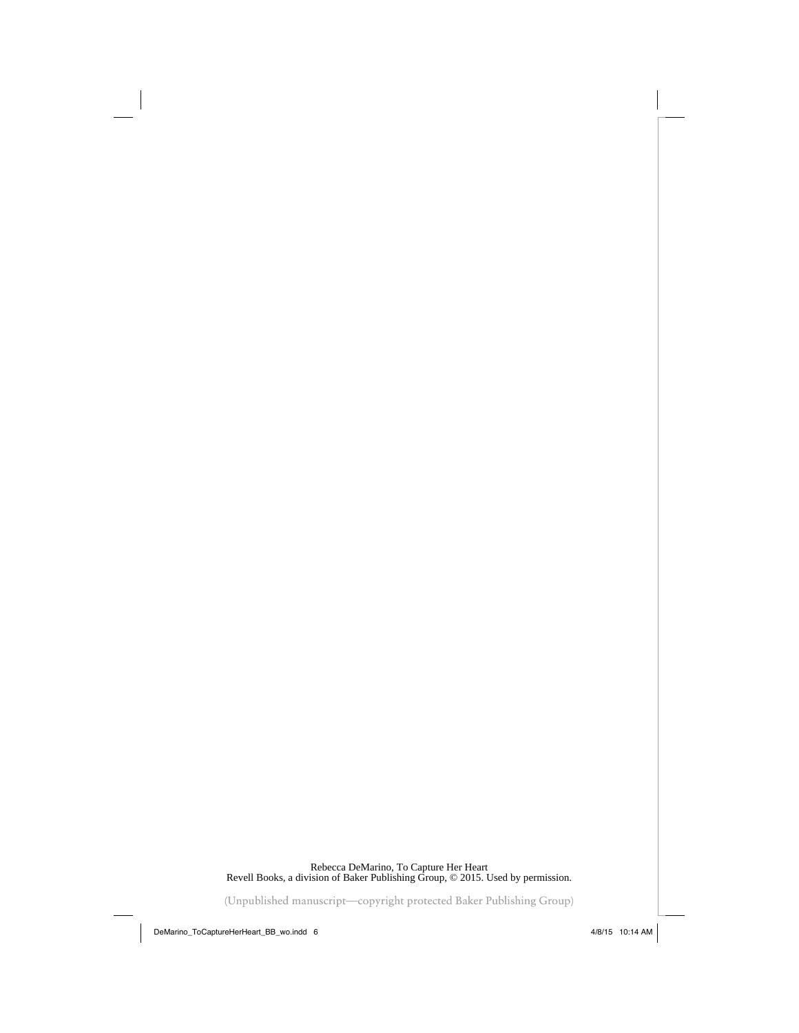Rebecca DeMarino, To Capture Her Heart
Revell Books, a division of Baker Publishing Group, © 2015. Used by permission.

(Unpublished manuscript—copyright protected Baker Publishing Group)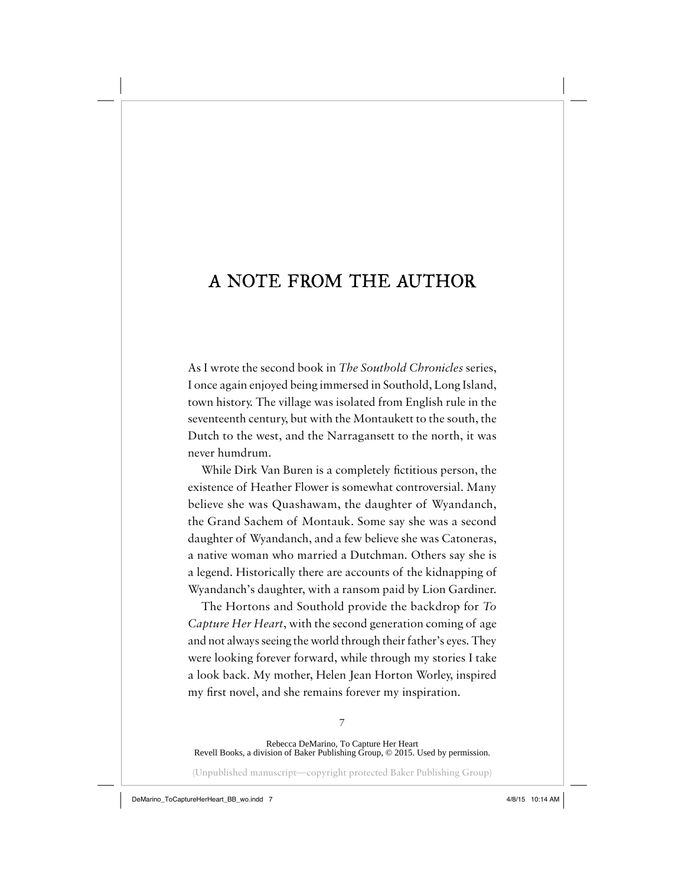# A NOTE FROM THE AUTHOR

As I wrote the second book in *The Southold Chronicles* series, I once again enjoyed being immersed in Southold, Long Island, town history. The village was isolated from English rule in the seventeenth century, but with the Montaukett to the south, the Dutch to the west, and the Narragansett to the north, it was never humdrum.

While Dirk Van Buren is a completely fictitious person, the existence of Heather Flower is somewhat controversial. Many believe she was Quashawam, the daughter of Wyandanch, the Grand Sachem of Montauk. Some say she was a second daughter of Wyandanch, and a few believe she was Catoneras, a native woman who married a Dutchman. Others say she is a legend. Historically there are accounts of the kidnapping of Wyandanch's daughter, with a ransom paid by Lion Gardiner.

The Hortons and Southold provide the backdrop for *To Capture Her Heart*, with the second generation coming of age and not always seeing the world through their father's eyes. They were looking forever forward, while through my stories I take a look back. My mother, Helen Jean Horton Worley, inspired my first novel, and she remains forever my inspiration.

Rebecca DeMarino, To Capture Her Heart
Revell Books, a division of Baker Publishing Group, © 2015. Used by permission.

(Unpublished manuscript—copyright protected Baker Publishing Group)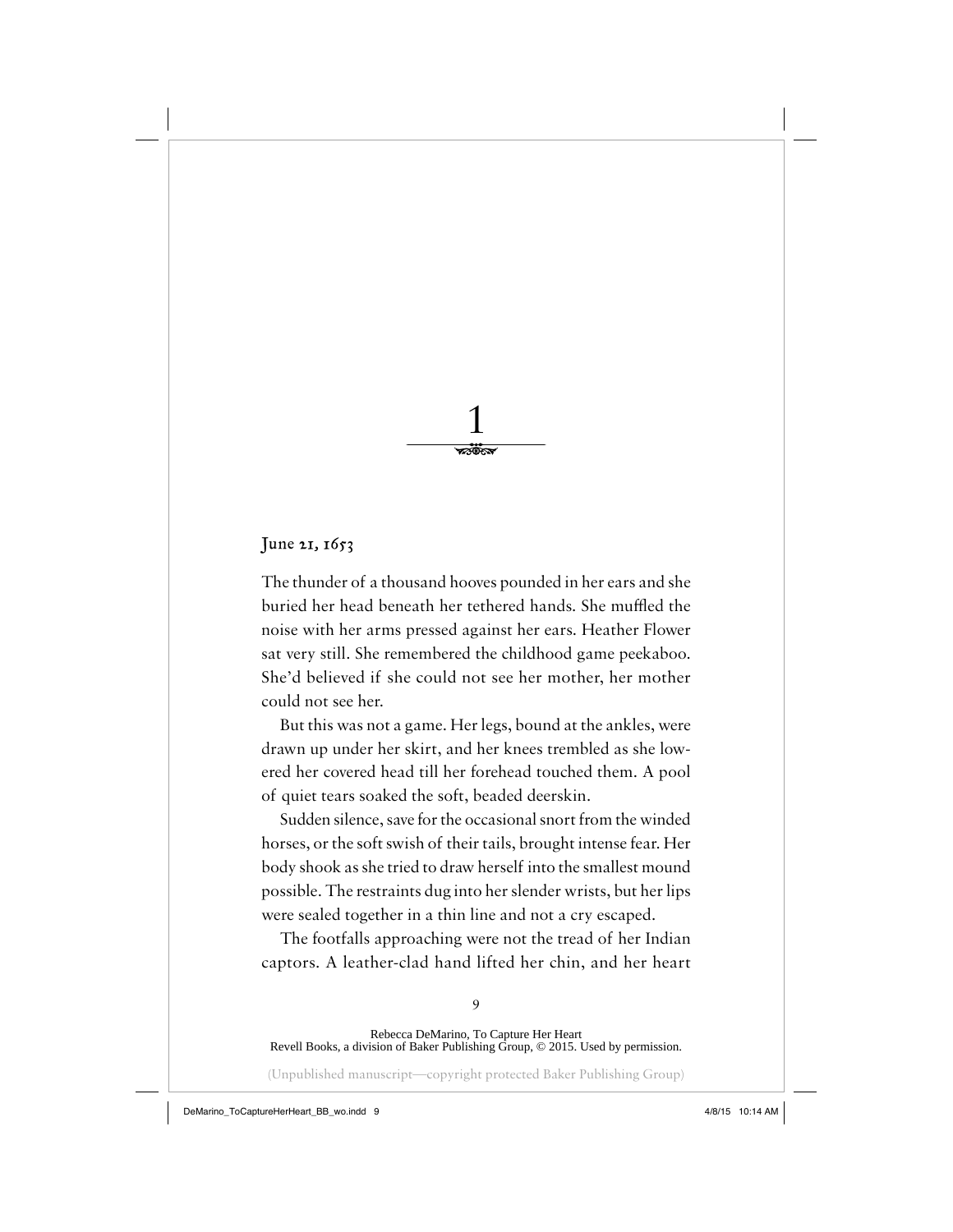# 1

June 21, 1653

The thunder of a thousand hooves pounded in her ears and she buried her head beneath her tethered hands. She muffled the noise with her arms pressed against her ears. Heather Flower sat very still. She remembered the childhood game peekaboo. She'd believed if she could not see her mother, her mother could not see her.

But this was not a game. Her legs, bound at the ankles, were drawn up under her skirt, and her knees trembled as she lowered her covered head till her forehead touched them. A pool of quiet tears soaked the soft, beaded deerskin.

Sudden silence, save for the occasional snort from the winded horses, or the soft swish of their tails, brought intense fear. Her body shook as she tried to draw herself into the smallest mound possible. The restraints dug into her slender wrists, but her lips were sealed together in a thin line and not a cry escaped.

The footfalls approaching were not the tread of her Indian captors. A leather-clad hand lifted her chin, and her heart

Rebecca DeMarino, To Capture Her Heart
Revell Books, a division of Baker Publishing Group, © 2015. Used by permission.

(Unpublished manuscript—copyright protected Baker Publishing Group)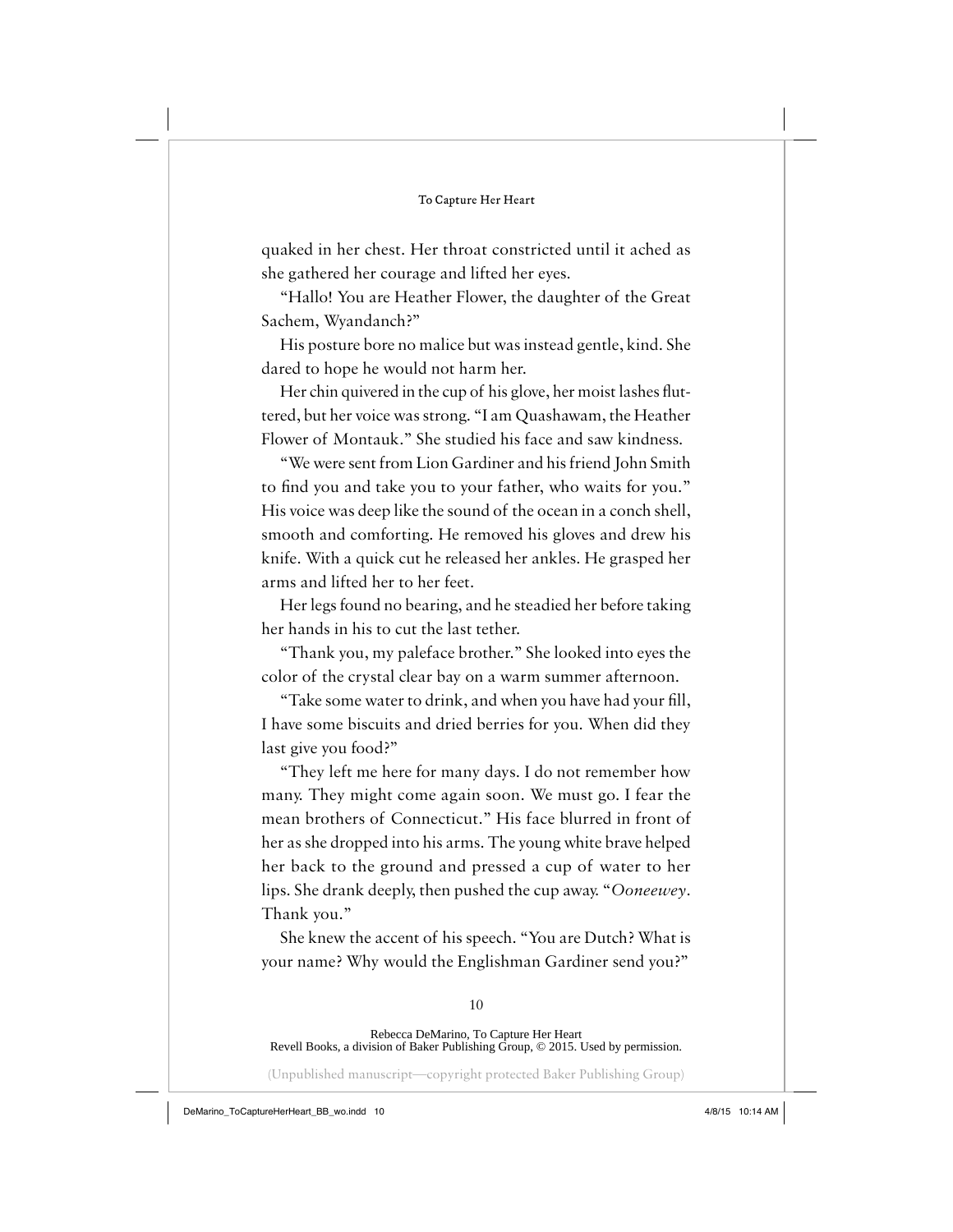quaked in her chest. Her throat constricted until it ached as she gathered her courage and lifted her eyes.

"Hallo! You are Heather Flower, the daughter of the Great Sachem, Wyandanch?"

His posture bore no malice but was instead gentle, kind. She dared to hope he would not harm her.

Her chin quivered in the cup of his glove, her moist lashes fluttered, but her voice was strong. "I am Quashawam, the Heather Flower of Montauk." She studied his face and saw kindness.

"We were sent from Lion Gardiner and his friend John Smith to find you and take you to your father, who waits for you." His voice was deep like the sound of the ocean in a conch shell, smooth and comforting. He removed his gloves and drew his knife. With a quick cut he released her ankles. He grasped her arms and lifted her to her feet.

Her legs found no bearing, and he steadied her before taking her hands in his to cut the last tether.

"Thank you, my paleface brother." She looked into eyes the color of the crystal clear bay on a warm summer afternoon.

"Take some water to drink, and when you have had your fill, I have some biscuits and dried berries for you. When did they last give you food?"

"They left me here for many days. I do not remember how many. They might come again soon. We must go. I fear the mean brothers of Connecticut." His face blurred in front of her as she dropped into his arms. The young white brave helped her back to the ground and pressed a cup of water to her lips. She drank deeply, then pushed the cup away. "*Ooneewey*. Thank you."

She knew the accent of his speech. "You are Dutch? What is your name? Why would the Englishman Gardiner send you?"

Rebecca DeMarino, To Capture Her Heart
Revell Books, a division of Baker Publishing Group, © 2015. Used by permission.

(Unpublished manuscript—copyright protected Baker Publishing Group)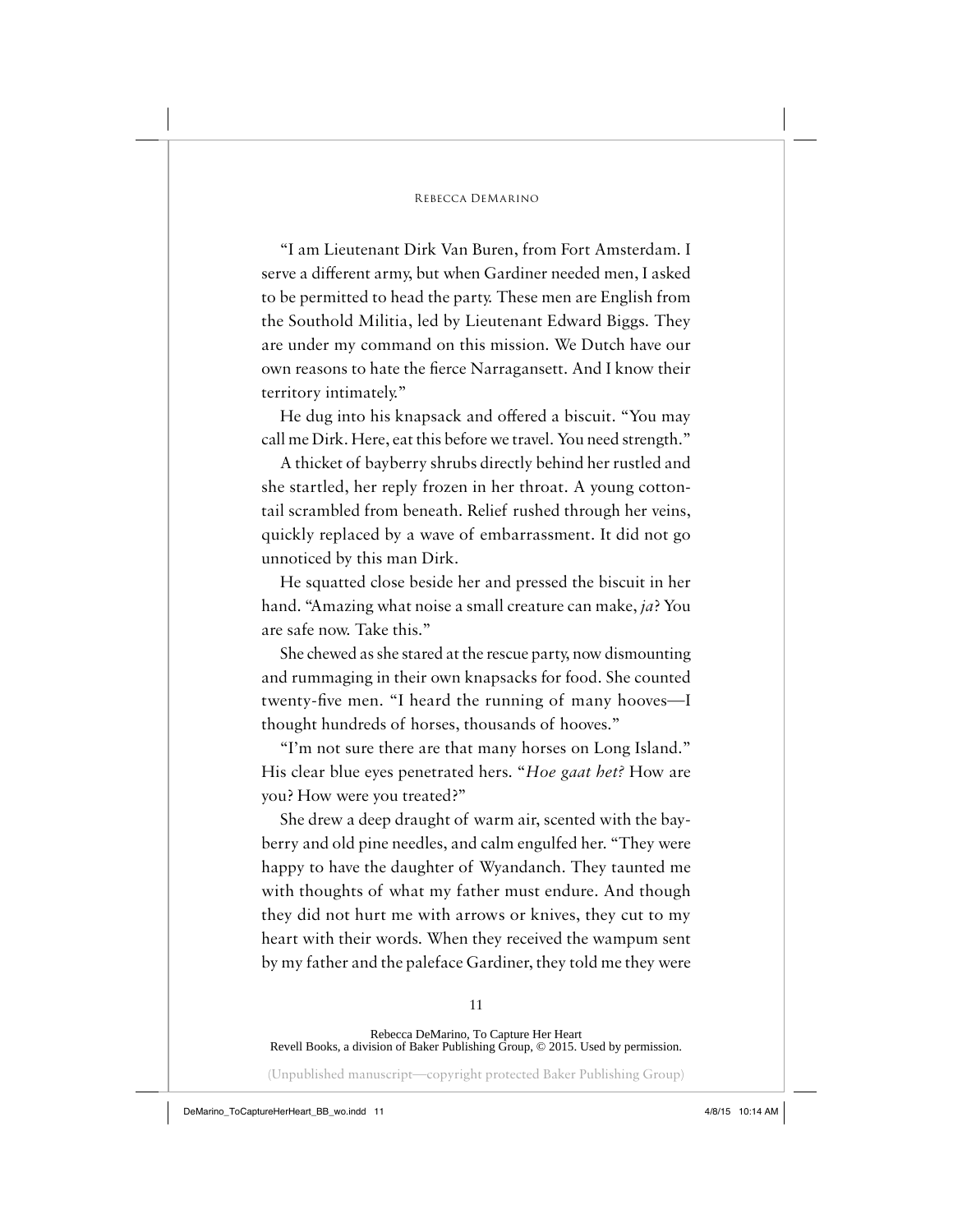"I am Lieutenant Dirk Van Buren, from Fort Amsterdam. I serve a different army, but when Gardiner needed men, I asked to be permitted to head the party. These men are English from the Southold Militia, led by Lieutenant Edward Biggs. They are under my command on this mission. We Dutch have our own reasons to hate the fierce Narragansett. And I know their territory intimately."

He dug into his knapsack and offered a biscuit. "You may call me Dirk. Here, eat this before we travel. You need strength."

A thicket of bayberry shrubs directly behind her rustled and she startled, her reply frozen in her throat. A young cottontail scrambled from beneath. Relief rushed through her veins, quickly replaced by a wave of embarrassment. It did not go unnoticed by this man Dirk.

He squatted close beside her and pressed the biscuit in her hand. "Amazing what noise a small creature can make, *ja*? You are safe now. Take this."

She chewed as she stared at the rescue party, now dismounting and rummaging in their own knapsacks for food. She counted twenty-five men. "I heard the running of many hooves—I thought hundreds of horses, thousands of hooves."

"I'm not sure there are that many horses on Long Island." His clear blue eyes penetrated hers. "*Hoe gaat het?* How are you? How were you treated?"

She drew a deep draught of warm air, scented with the bayberry and old pine needles, and calm engulfed her. "They were happy to have the daughter of Wyandanch. They taunted me with thoughts of what my father must endure. And though they did not hurt me with arrows or knives, they cut to my heart with their words. When they received the wampum sent by my father and the paleface Gardiner, they told me they were

Rebecca DeMarino, To Capture Her Heart
Revell Books, a division of Baker Publishing Group, © 2015. Used by permission.

(Unpublished manuscript—copyright protected Baker Publishing Group)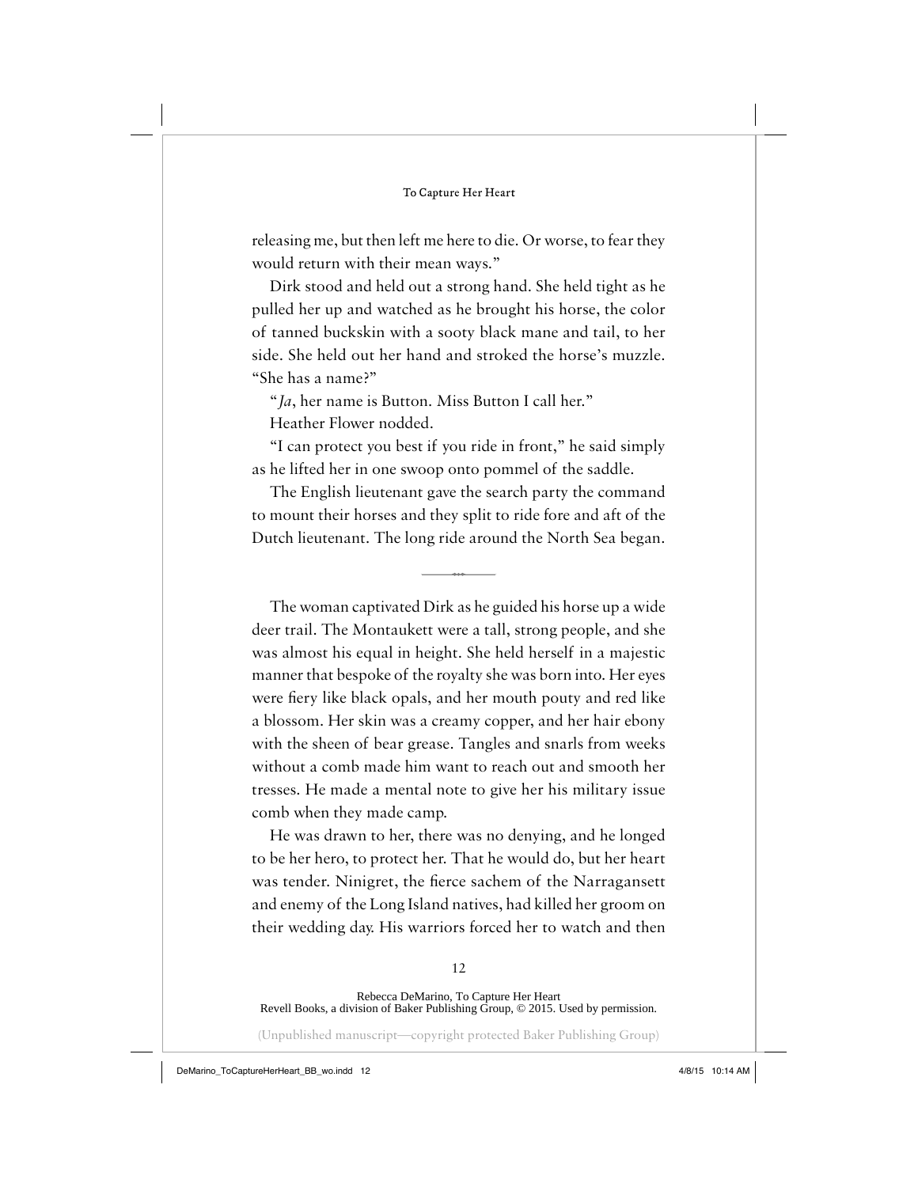releasing me, but then left me here to die. Or worse, to fear they would return with their mean ways."

Dirk stood and held out a strong hand. She held tight as he pulled her up and watched as he brought his horse, the color of tanned buckskin with a sooty black mane and tail, to her side. She held out her hand and stroked the horse's muzzle. "She has a name?"

"*Ja*, her name is Button. Miss Button I call her."

Heather Flower nodded.

"I can protect you best if you ride in front," he said simply as he lifted her in one swoop onto pommel of the saddle.

The English lieutenant gave the search party the command to mount their horses and they split to ride fore and aft of the Dutch lieutenant. The long ride around the North Sea began.

---

The woman captivated Dirk as he guided his horse up a wide deer trail. The Montaukett were a tall, strong people, and she was almost his equal in height. She held herself in a majestic manner that bespoke of the royalty she was born into. Her eyes were fiery like black opals, and her mouth pouty and red like a blossom. Her skin was a creamy copper, and her hair ebony with the sheen of bear grease. Tangles and snarls from weeks without a comb made him want to reach out and smooth her tresses. He made a mental note to give her his military issue comb when they made camp.

He was drawn to her, there was no denying, and he longed to be her hero, to protect her. That he would do, but her heart was tender. Ninigret, the fierce sachem of the Narragansett and enemy of the Long Island natives, had killed her groom on their wedding day. His warriors forced her to watch and then

Rebecca DeMarino, To Capture Her Heart
Revell Books, a division of Baker Publishing Group, © 2015. Used by permission.

(Unpublished manuscript—copyright protected Baker Publishing Group)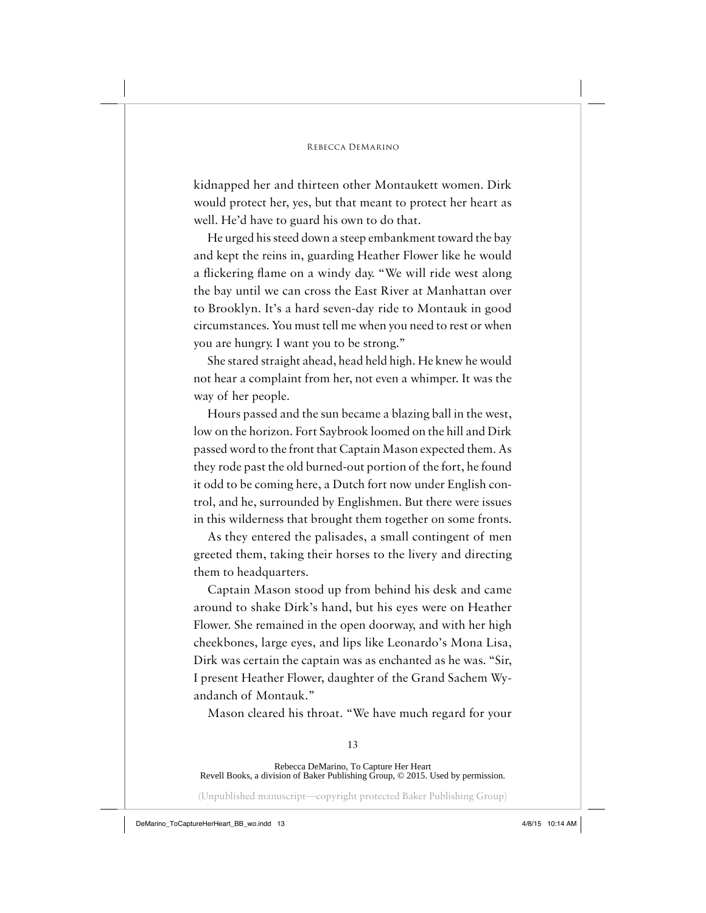kidnapped her and thirteen other Montaukett women. Dirk would protect her, yes, but that meant to protect her heart as well. He'd have to guard his own to do that.

He urged his steed down a steep embankment toward the bay and kept the reins in, guarding Heather Flower like he would a flickering flame on a windy day. "We will ride west along the bay until we can cross the East River at Manhattan over to Brooklyn. It's a hard seven-day ride to Montauk in good circumstances. You must tell me when you need to rest or when you are hungry. I want you to be strong."

She stared straight ahead, head held high. He knew he would not hear a complaint from her, not even a whimper. It was the way of her people.

Hours passed and the sun became a blazing ball in the west, low on the horizon. Fort Saybrook loomed on the hill and Dirk passed word to the front that Captain Mason expected them. As they rode past the old burned-out portion of the fort, he found it odd to be coming here, a Dutch fort now under English control, and he, surrounded by Englishmen. But there were issues in this wilderness that brought them together on some fronts.

As they entered the palisades, a small contingent of men greeted them, taking their horses to the livery and directing them to headquarters.

Captain Mason stood up from behind his desk and came around to shake Dirk's hand, but his eyes were on Heather Flower. She remained in the open doorway, and with her high cheekbones, large eyes, and lips like Leonardo's Mona Lisa, Dirk was certain the captain was as enchanted as he was. "Sir, I present Heather Flower, daughter of the Grand Sachem Wyandanch of Montauk."

Mason cleared his throat. "We have much regard for your

Rebecca DeMarino, To Capture Her Heart
Revell Books, a division of Baker Publishing Group, © 2015. Used by permission.

(Unpublished manuscript—copyright protected Baker Publishing Group)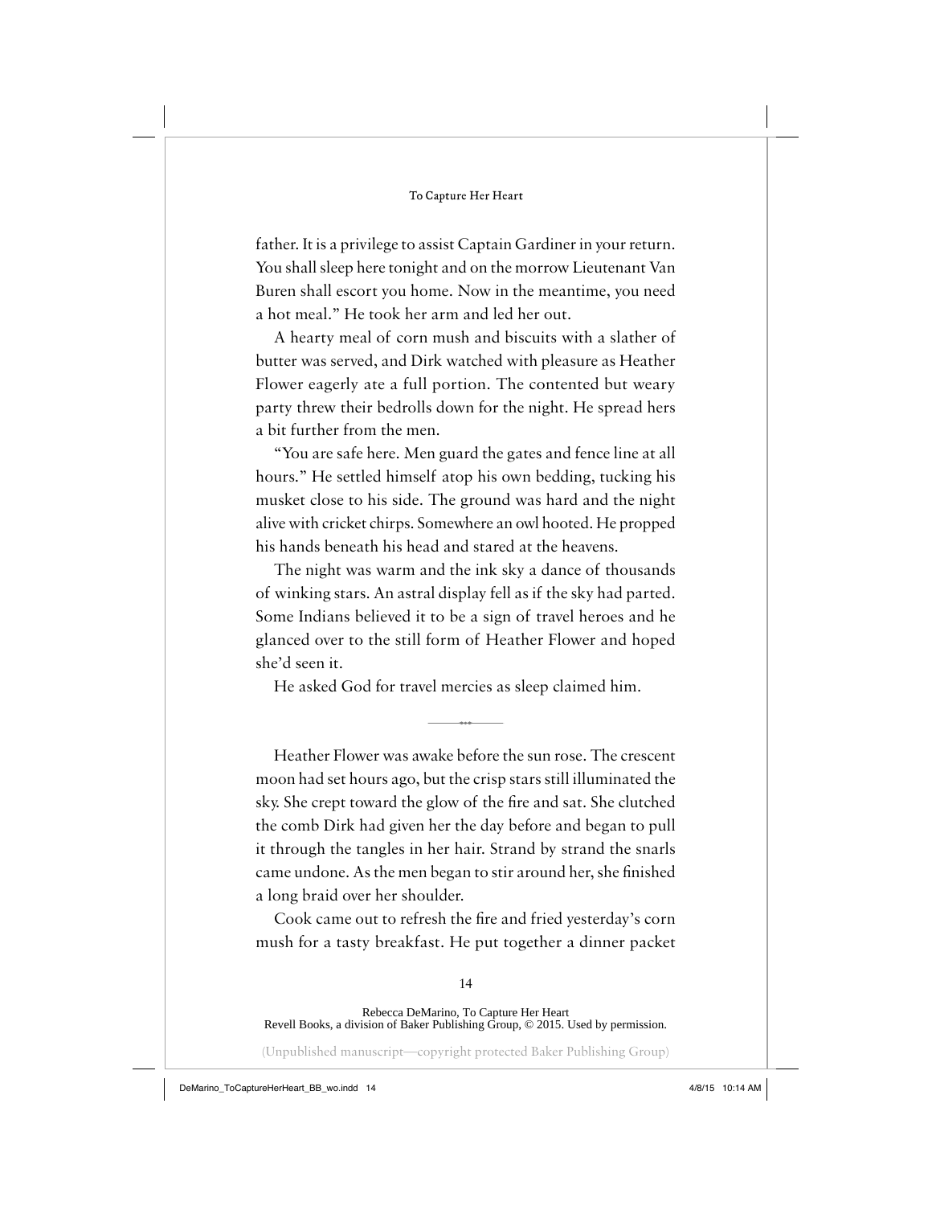father. It is a privilege to assist Captain Gardiner in your return. You shall sleep here tonight and on the morrow Lieutenant Van Buren shall escort you home. Now in the meantime, you need a hot meal." He took her arm and led her out.

A hearty meal of corn mush and biscuits with a slather of butter was served, and Dirk watched with pleasure as Heather Flower eagerly ate a full portion. The contented but weary party threw their bedrolls down for the night. He spread hers a bit further from the men.

"You are safe here. Men guard the gates and fence line at all hours." He settled himself atop his own bedding, tucking his musket close to his side. The ground was hard and the night alive with cricket chirps. Somewhere an owl hooted. He propped his hands beneath his head and stared at the heavens.

The night was warm and the ink sky a dance of thousands of winking stars. An astral display fell as if the sky had parted. Some Indians believed it to be a sign of travel heroes and he glanced over to the still form of Heather Flower and hoped she'd seen it.

He asked God for travel mercies as sleep claimed him.

---

Heather Flower was awake before the sun rose. The crescent moon had set hours ago, but the crisp stars still illuminated the sky. She crept toward the glow of the fire and sat. She clutched the comb Dirk had given her the day before and began to pull it through the tangles in her hair. Strand by strand the snarls came undone. As the men began to stir around her, she finished a long braid over her shoulder.

Cook came out to refresh the fire and fried yesterday's corn mush for a tasty breakfast. He put together a dinner packet

Rebecca DeMarino, To Capture Her Heart
Revell Books, a division of Baker Publishing Group, © 2015. Used by permission.

(Unpublished manuscript—copyright protected Baker Publishing Group)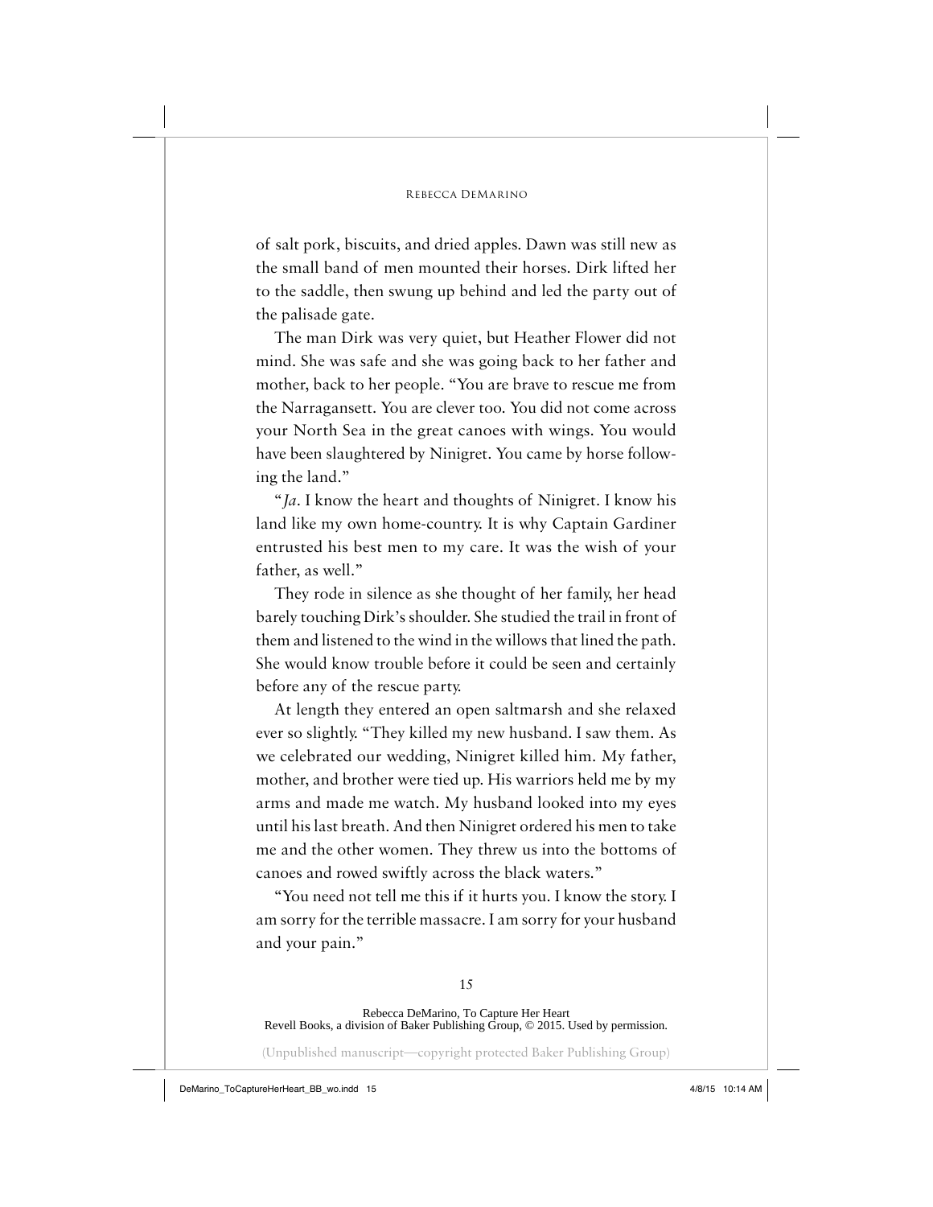of salt pork, biscuits, and dried apples. Dawn was still new as the small band of men mounted their horses. Dirk lifted her to the saddle, then swung up behind and led the party out of the palisade gate.

The man Dirk was very quiet, but Heather Flower did not mind. She was safe and she was going back to her father and mother, back to her people. "You are brave to rescue me from the Narragansett. You are clever too. You did not come across your North Sea in the great canoes with wings. You would have been slaughtered by Ninigret. You came by horse following the land."

"*Ja*. I know the heart and thoughts of Ninigret. I know his land like my own home-country. It is why Captain Gardiner entrusted his best men to my care. It was the wish of your father, as well."

They rode in silence as she thought of her family, her head barely touching Dirk's shoulder. She studied the trail in front of them and listened to the wind in the willows that lined the path. She would know trouble before it could be seen and certainly before any of the rescue party.

At length they entered an open saltmarsh and she relaxed ever so slightly. "They killed my new husband. I saw them. As we celebrated our wedding, Ninigret killed him. My father, mother, and brother were tied up. His warriors held me by my arms and made me watch. My husband looked into my eyes until his last breath. And then Ninigret ordered his men to take me and the other women. They threw us into the bottoms of canoes and rowed swiftly across the black waters."

"You need not tell me this if it hurts you. I know the story. I am sorry for the terrible massacre. I am sorry for your husband and your pain."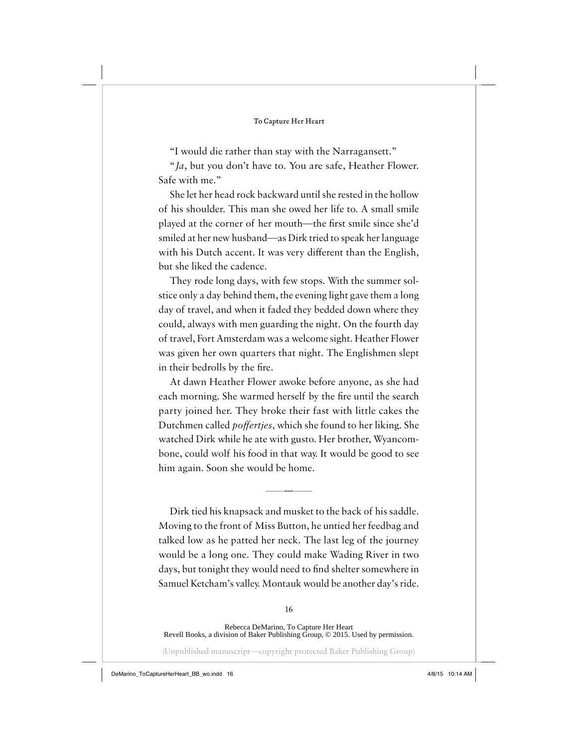"I would die rather than stay with the Narragansett."

"*Ja*, but you don't have to. You are safe, Heather Flower. Safe with me."

She let her head rock backward until she rested in the hollow of his shoulder. This man she owed her life to. A small smile played at the corner of her mouth—the first smile since she'd smiled at her new husband—as Dirk tried to speak her language with his Dutch accent. It was very different than the English, but she liked the cadence.

They rode long days, with few stops. With the summer solstice only a day behind them, the evening light gave them a long day of travel, and when it faded they bedded down where they could, always with men guarding the night. On the fourth day of travel, Fort Amsterdam was a welcome sight. Heather Flower was given her own quarters that night. The Englishmen slept in their bedrolls by the fire.

At dawn Heather Flower awoke before anyone, as she had each morning. She warmed herself by the fire until the search party joined her. They broke their fast with little cakes the Dutchmen called *poffertjes*, which she found to her liking. She watched Dirk while he ate with gusto. Her brother, Wyancombone, could wolf his food in that way. It would be good to see him again. Soon she would be home.

---

Dirk tied his knapsack and musket to the back of his saddle. Moving to the front of Miss Button, he untied her feedbag and talked low as he patted her neck. The last leg of the journey would be a long one. They could make Wading River in two days, but tonight they would need to find shelter somewhere in Samuel Ketcham's valley. Montauk would be another day's ride.

Rebecca DeMarino, To Capture Her Heart
Revell Books, a division of Baker Publishing Group, © 2015. Used by permission.

(Unpublished manuscript—copyright protected Baker Publishing Group)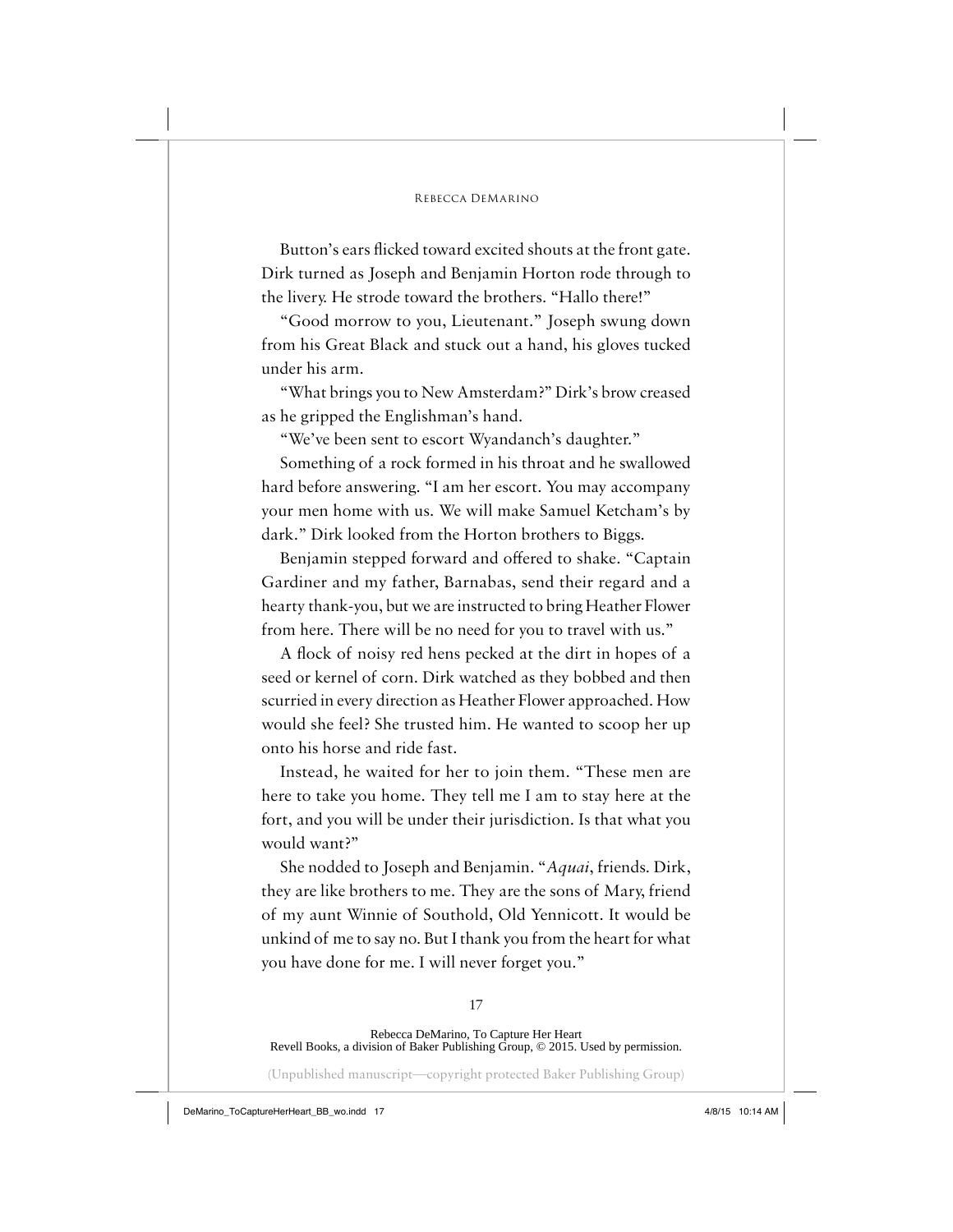Button's ears flicked toward excited shouts at the front gate. Dirk turned as Joseph and Benjamin Horton rode through to the livery. He strode toward the brothers. "Hallo there!"

"Good morrow to you, Lieutenant." Joseph swung down from his Great Black and stuck out a hand, his gloves tucked under his arm.

"What brings you to New Amsterdam?" Dirk's brow creased as he gripped the Englishman's hand.

"We've been sent to escort Wyandanch's daughter."

Something of a rock formed in his throat and he swallowed hard before answering. "I am her escort. You may accompany your men home with us. We will make Samuel Ketcham's by dark." Dirk looked from the Horton brothers to Biggs.

Benjamin stepped forward and offered to shake. "Captain Gardiner and my father, Barnabas, send their regard and a hearty thank-you, but we are instructed to bring Heather Flower from here. There will be no need for you to travel with us."

A flock of noisy red hens pecked at the dirt in hopes of a seed or kernel of corn. Dirk watched as they bobbed and then scurried in every direction as Heather Flower approached. How would she feel? She trusted him. He wanted to scoop her up onto his horse and ride fast.

Instead, he waited for her to join them. "These men are here to take you home. They tell me I am to stay here at the fort, and you will be under their jurisdiction. Is that what you would want?"

She nodded to Joseph and Benjamin. "*Aquai*, friends. Dirk, they are like brothers to me. They are the sons of Mary, friend of my aunt Winnie of Southold, Old Yennicott. It would be unkind of me to say no. But I thank you from the heart for what you have done for me. I will never forget you."

Rebecca DeMarino, To Capture Her Heart
Revell Books, a division of Baker Publishing Group, © 2015. Used by permission.

(Unpublished manuscript—copyright protected Baker Publishing Group)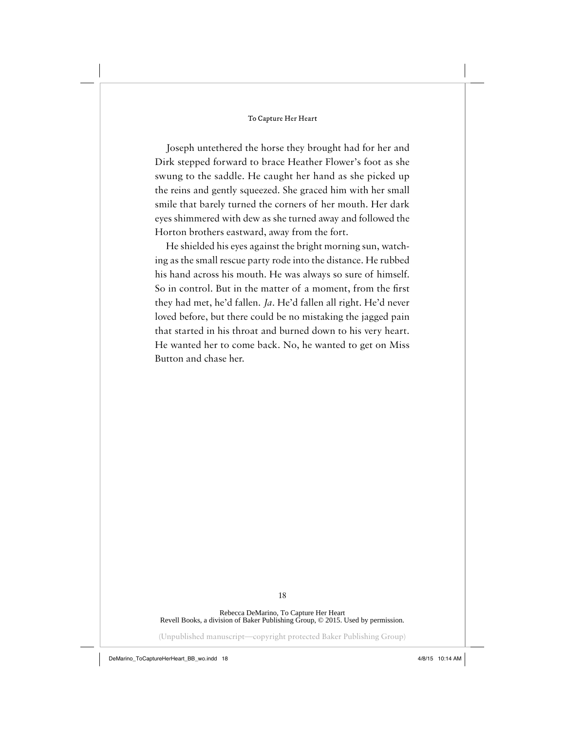Joseph untethered the horse they brought had for her and Dirk stepped forward to brace Heather Flower's foot as she swung to the saddle. He caught her hand as she picked up the reins and gently squeezed. She graced him with her small smile that barely turned the corners of her mouth. Her dark eyes shimmered with dew as she turned away and followed the Horton brothers eastward, away from the fort.

He shielded his eyes against the bright morning sun, watching as the small rescue party rode into the distance. He rubbed his hand across his mouth. He was always so sure of himself. So in control. But in the matter of a moment, from the first they had met, he'd fallen. *Ja*. He'd fallen all right. He'd never loved before, but there could be no mistaking the jagged pain that started in his throat and burned down to his very heart. He wanted her to come back. No, he wanted to get on Miss Button and chase her.

Rebecca DeMarino, To Capture Her Heart
Revell Books, a division of Baker Publishing Group, © 2015. Used by permission.

(Unpublished manuscript—copyright protected Baker Publishing Group)